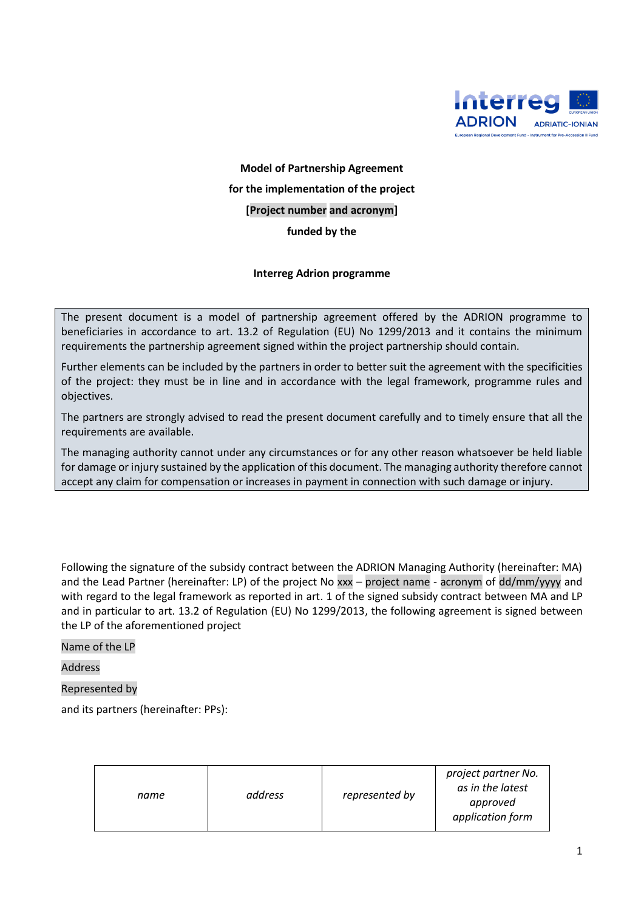**Model of Partnership Agreement**

**for the implementation of the project**

**[Project number and acronym]**

**funded by the**

**Interreg Adrion programme**

> The present document is a model of partnership agreement offered by the ADRION programme to beneficiaries in accordance to art. 13.2 of Regulation (EU) No 1299/2013 and it contains the minimum requirements the partnership agreement signed within the project partnership should contain.
>
> Further elements can be included by the partners in order to better suit the agreement with the specificities of the project: they must be in line and in accordance with the legal framework, programme rules and objectives.
>
> The partners are strongly advised to read the present document carefully and to timely ensure that all the requirements are available.
>
> The managing authority cannot under any circumstances or for any other reason whatsoever be held liable for damage or injury sustained by the application of this document. The managing authority therefore cannot accept any claim for compensation or increases in payment in connection with such damage or injury.

Following the signature of the subsidy contract between the ADRION Managing Authority (hereinafter: MA) and the Lead Partner (hereinafter: LP) of the project No xxx – project name - acronym of dd/mm/yyyy and with regard to the legal framework as reported in art. 1 of the signed subsidy contract between MA and LP and in particular to art. 13.2 of Regulation (EU) No 1299/2013, the following agreement is signed between the LP of the aforementioned project

Name of the LP

Address

Represented by

and its partners (hereinafter: PPs):

| *name* | *address* | *represented by* | *project partner No. as in the latest approved application form* |
|---|---|---|---|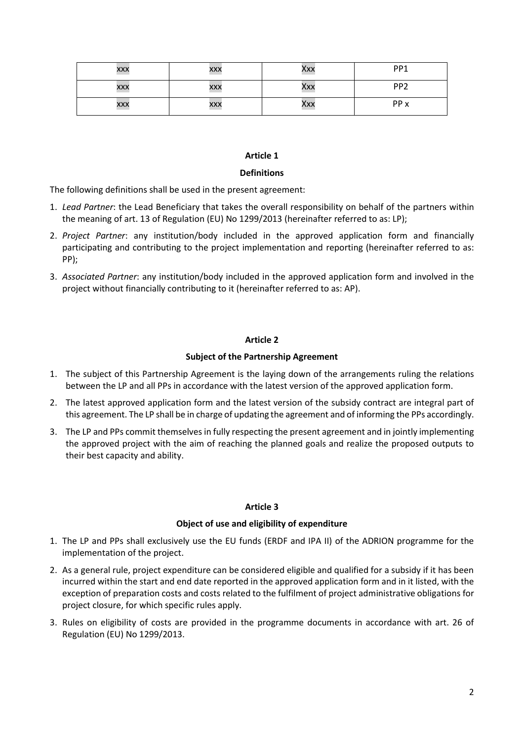| xxx | xxx | Xxx | PP1 |
|---|---|---|---|
| xxx | xxx | Xxx | PP2 |
| xxx | xxx | Xxx | PP x |

**Article 1**

**Definitions**

The following definitions shall be used in the present agreement:

1. *Lead Partner*: the Lead Beneficiary that takes the overall responsibility on behalf of the partners within the meaning of art. 13 of Regulation (EU) No 1299/2013 (hereinafter referred to as: LP);
2. *Project Partner*: any institution/body included in the approved application form and financially participating and contributing to the project implementation and reporting (hereinafter referred to as: PP);
3. *Associated Partner*: any institution/body included in the approved application form and involved in the project without financially contributing to it (hereinafter referred to as: AP).

**Article 2**

**Subject of the Partnership Agreement**

1. The subject of this Partnership Agreement is the laying down of the arrangements ruling the relations between the LP and all PPs in accordance with the latest version of the approved application form.
2. The latest approved application form and the latest version of the subsidy contract are integral part of this agreement. The LP shall be in charge of updating the agreement and of informing the PPs accordingly.
3. The LP and PPs commit themselves in fully respecting the present agreement and in jointly implementing the approved project with the aim of reaching the planned goals and realize the proposed outputs to their best capacity and ability.

**Article 3**

**Object of use and eligibility of expenditure**

1. The LP and PPs shall exclusively use the EU funds (ERDF and IPA II) of the ADRION programme for the implementation of the project.
2. As a general rule, project expenditure can be considered eligible and qualified for a subsidy if it has been incurred within the start and end date reported in the approved application form and in it listed, with the exception of preparation costs and costs related to the fulfilment of project administrative obligations for project closure, for which specific rules apply.
3. Rules on eligibility of costs are provided in the programme documents in accordance with art. 26 of Regulation (EU) No 1299/2013.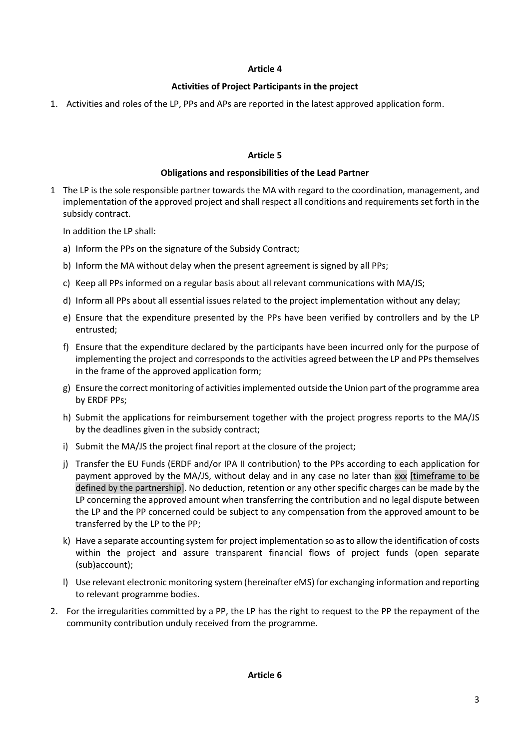**Article 4**

**Activities of Project Participants in the project**

1. Activities and roles of the LP, PPs and APs are reported in the latest approved application form.

**Article 5**

**Obligations and responsibilities of the Lead Partner**

1 The LP is the sole responsible partner towards the MA with regard to the coordination, management, and implementation of the approved project and shall respect all conditions and requirements set forth in the subsidy contract.

In addition the LP shall:

a) Inform the PPs on the signature of the Subsidy Contract;

b) Inform the MA without delay when the present agreement is signed by all PPs;

c) Keep all PPs informed on a regular basis about all relevant communications with MA/JS;

d) Inform all PPs about all essential issues related to the project implementation without any delay;

e) Ensure that the expenditure presented by the PPs have been verified by controllers and by the LP entrusted;

f) Ensure that the expenditure declared by the participants have been incurred only for the purpose of implementing the project and corresponds to the activities agreed between the LP and PPs themselves in the frame of the approved application form;

g) Ensure the correct monitoring of activities implemented outside the Union part of the programme area by ERDF PPs;

h) Submit the applications for reimbursement together with the project progress reports to the MA/JS by the deadlines given in the subsidy contract;

i) Submit the MA/JS the project final report at the closure of the project;

j) Transfer the EU Funds (ERDF and/or IPA II contribution) to the PPs according to each application for payment approved by the MA/JS, without delay and in any case no later than xxx [timeframe to be defined by the partnership]. No deduction, retention or any other specific charges can be made by the LP concerning the approved amount when transferring the contribution and no legal dispute between the LP and the PP concerned could be subject to any compensation from the approved amount to be transferred by the LP to the PP;

k) Have a separate accounting system for project implementation so as to allow the identification of costs within the project and assure transparent financial flows of project funds (open separate (sub)account);

l) Use relevant electronic monitoring system (hereinafter eMS) for exchanging information and reporting to relevant programme bodies.

2. For the irregularities committed by a PP, the LP has the right to request to the PP the repayment of the community contribution unduly received from the programme.

**Article 6**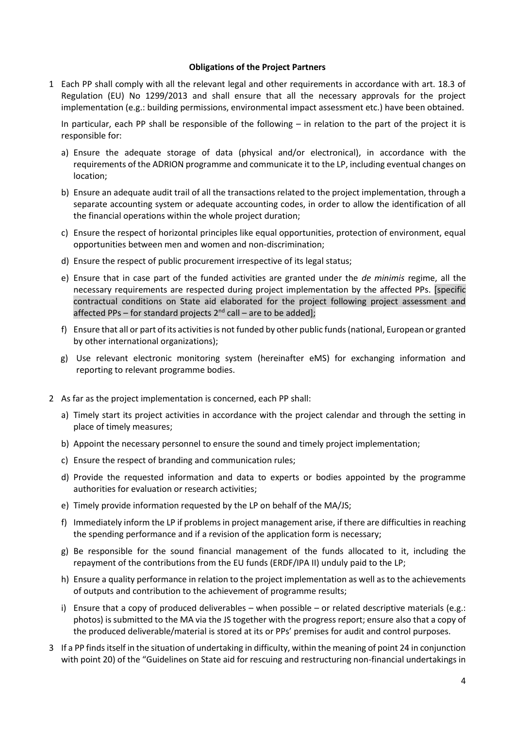**Obligations of the Project Partners**

1 Each PP shall comply with all the relevant legal and other requirements in accordance with art. 18.3 of Regulation (EU) No 1299/2013 and shall ensure that all the necessary approvals for the project implementation (e.g.: building permissions, environmental impact assessment etc.) have been obtained.

In particular, each PP shall be responsible of the following – in relation to the part of the project it is responsible for:

a) Ensure the adequate storage of data (physical and/or electronical), in accordance with the requirements of the ADRION programme and communicate it to the LP, including eventual changes on location;

b) Ensure an adequate audit trail of all the transactions related to the project implementation, through a separate accounting system or adequate accounting codes, in order to allow the identification of all the financial operations within the whole project duration;

c) Ensure the respect of horizontal principles like equal opportunities, protection of environment, equal opportunities between men and women and non-discrimination;

d) Ensure the respect of public procurement irrespective of its legal status;

e) Ensure that in case part of the funded activities are granted under the *de minimis* regime, all the necessary requirements are respected during project implementation by the affected PPs. [specific contractual conditions on State aid elaborated for the project following project assessment and affected PPs – for standard projects 2nd call – are to be added];

f) Ensure that all or part of its activities is not funded by other public funds (national, European or granted by other international organizations);

g) Use relevant electronic monitoring system (hereinafter eMS) for exchanging information and reporting to relevant programme bodies.

2 As far as the project implementation is concerned, each PP shall:

a) Timely start its project activities in accordance with the project calendar and through the setting in place of timely measures;

b) Appoint the necessary personnel to ensure the sound and timely project implementation;

c) Ensure the respect of branding and communication rules;

d) Provide the requested information and data to experts or bodies appointed by the programme authorities for evaluation or research activities;

e) Timely provide information requested by the LP on behalf of the MA/JS;

f) Immediately inform the LP if problems in project management arise, if there are difficulties in reaching the spending performance and if a revision of the application form is necessary;

g) Be responsible for the sound financial management of the funds allocated to it, including the repayment of the contributions from the EU funds (ERDF/IPA II) unduly paid to the LP;

h) Ensure a quality performance in relation to the project implementation as well as to the achievements of outputs and contribution to the achievement of programme results;

i) Ensure that a copy of produced deliverables – when possible – or related descriptive materials (e.g.: photos) is submitted to the MA via the JS together with the progress report; ensure also that a copy of the produced deliverable/material is stored at its or PPs' premises for audit and control purposes.

3 If a PP finds itself in the situation of undertaking in difficulty, within the meaning of point 24 in conjunction with point 20) of the "Guidelines on State aid for rescuing and restructuring non-financial undertakings in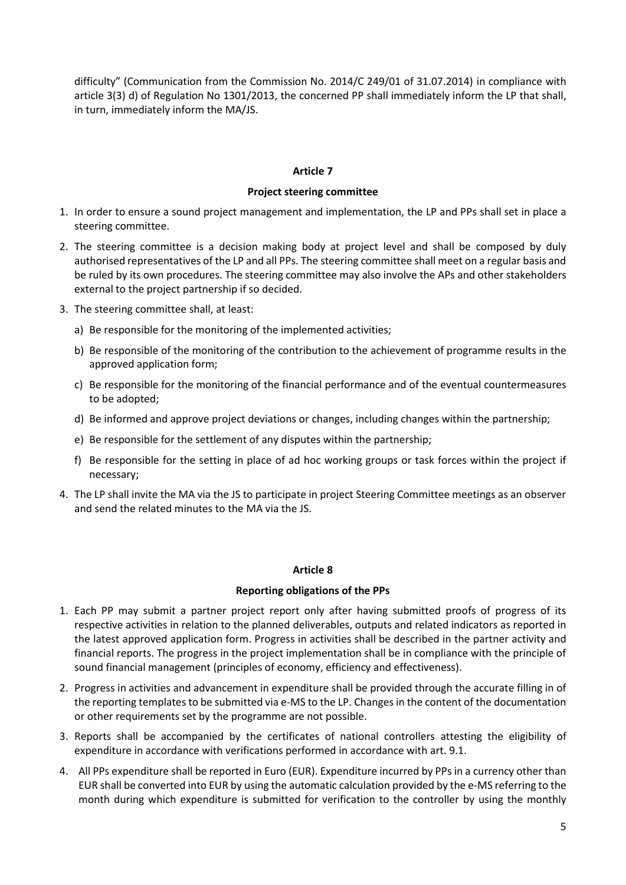difficulty" (Communication from the Commission No. 2014/C 249/01 of 31.07.2014) in compliance with article 3(3) d) of Regulation No 1301/2013, the concerned PP shall immediately inform the LP that shall, in turn, immediately inform the MA/JS.

## Article 7

### Project steering committee

1. In order to ensure a sound project management and implementation, the LP and PPs shall set in place a steering committee.
2. The steering committee is a decision making body at project level and shall be composed by duly authorised representatives of the LP and all PPs. The steering committee shall meet on a regular basis and be ruled by its own procedures. The steering committee may also involve the APs and other stakeholders external to the project partnership if so decided.
3. The steering committee shall, at least:
   a) Be responsible for the monitoring of the implemented activities;
   b) Be responsible of the monitoring of the contribution to the achievement of programme results in the approved application form;
   c) Be responsible for the monitoring of the financial performance and of the eventual countermeasures to be adopted;
   d) Be informed and approve project deviations or changes, including changes within the partnership;
   e) Be responsible for the settlement of any disputes within the partnership;
   f) Be responsible for the setting in place of ad hoc working groups or task forces within the project if necessary;
4. The LP shall invite the MA via the JS to participate in project Steering Committee meetings as an observer and send the related minutes to the MA via the JS.

## Article 8

### Reporting obligations of the PPs

1. Each PP may submit a partner project report only after having submitted proofs of progress of its respective activities in relation to the planned deliverables, outputs and related indicators as reported in the latest approved application form. Progress in activities shall be described in the partner activity and financial reports. The progress in the project implementation shall be in compliance with the principle of sound financial management (principles of economy, efficiency and effectiveness).
2. Progress in activities and advancement in expenditure shall be provided through the accurate filling in of the reporting templates to be submitted via e-MS to the LP. Changes in the content of the documentation or other requirements set by the programme are not possible.
3. Reports shall be accompanied by the certificates of national controllers attesting the eligibility of expenditure in accordance with verifications performed in accordance with art. 9.1.
4. All PPs expenditure shall be reported in Euro (EUR). Expenditure incurred by PPs in a currency other than EUR shall be converted into EUR by using the automatic calculation provided by the e-MS referring to the month during which expenditure is submitted for verification to the controller by using the monthly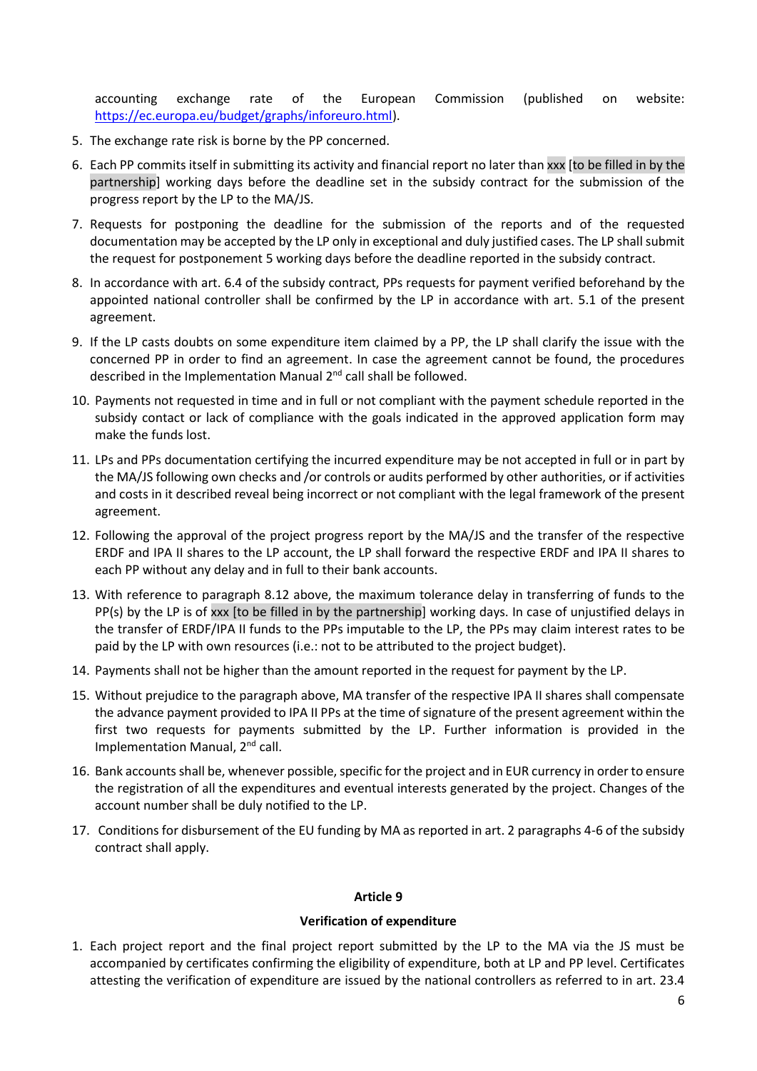accounting exchange rate of the European Commission (published on website: https://ec.europa.eu/budget/graphs/inforeuro.html).

5. The exchange rate risk is borne by the PP concerned.
6. Each PP commits itself in submitting its activity and financial report no later than xxx [to be filled in by the partnership] working days before the deadline set in the subsidy contract for the submission of the progress report by the LP to the MA/JS.
7. Requests for postponing the deadline for the submission of the reports and of the requested documentation may be accepted by the LP only in exceptional and duly justified cases. The LP shall submit the request for postponement 5 working days before the deadline reported in the subsidy contract.
8. In accordance with art. 6.4 of the subsidy contract, PPs requests for payment verified beforehand by the appointed national controller shall be confirmed by the LP in accordance with art. 5.1 of the present agreement.
9. If the LP casts doubts on some expenditure item claimed by a PP, the LP shall clarify the issue with the concerned PP in order to find an agreement. In case the agreement cannot be found, the procedures described in the Implementation Manual 2nd call shall be followed.
10. Payments not requested in time and in full or not compliant with the payment schedule reported in the subsidy contact or lack of compliance with the goals indicated in the approved application form may make the funds lost.
11. LPs and PPs documentation certifying the incurred expenditure may be not accepted in full or in part by the MA/JS following own checks and /or controls or audits performed by other authorities, or if activities and costs in it described reveal being incorrect or not compliant with the legal framework of the present agreement.
12. Following the approval of the project progress report by the MA/JS and the transfer of the respective ERDF and IPA II shares to the LP account, the LP shall forward the respective ERDF and IPA II shares to each PP without any delay and in full to their bank accounts.
13. With reference to paragraph 8.12 above, the maximum tolerance delay in transferring of funds to the PP(s) by the LP is of xxx [to be filled in by the partnership] working days. In case of unjustified delays in the transfer of ERDF/IPA II funds to the PPs imputable to the LP, the PPs may claim interest rates to be paid by the LP with own resources (i.e.: not to be attributed to the project budget).
14. Payments shall not be higher than the amount reported in the request for payment by the LP.
15. Without prejudice to the paragraph above, MA transfer of the respective IPA II shares shall compensate the advance payment provided to IPA II PPs at the time of signature of the present agreement within the first two requests for payments submitted by the LP. Further information is provided in the Implementation Manual, 2nd call.
16. Bank accounts shall be, whenever possible, specific for the project and in EUR currency in order to ensure the registration of all the expenditures and eventual interests generated by the project. Changes of the account number shall be duly notified to the LP.
17. Conditions for disbursement of the EU funding by MA as reported in art. 2 paragraphs 4-6 of the subsidy contract shall apply.

### Article 9

### Verification of expenditure

1. Each project report and the final project report submitted by the LP to the MA via the JS must be accompanied by certificates confirming the eligibility of expenditure, both at LP and PP level. Certificates attesting the verification of expenditure are issued by the national controllers as referred to in art. 23.4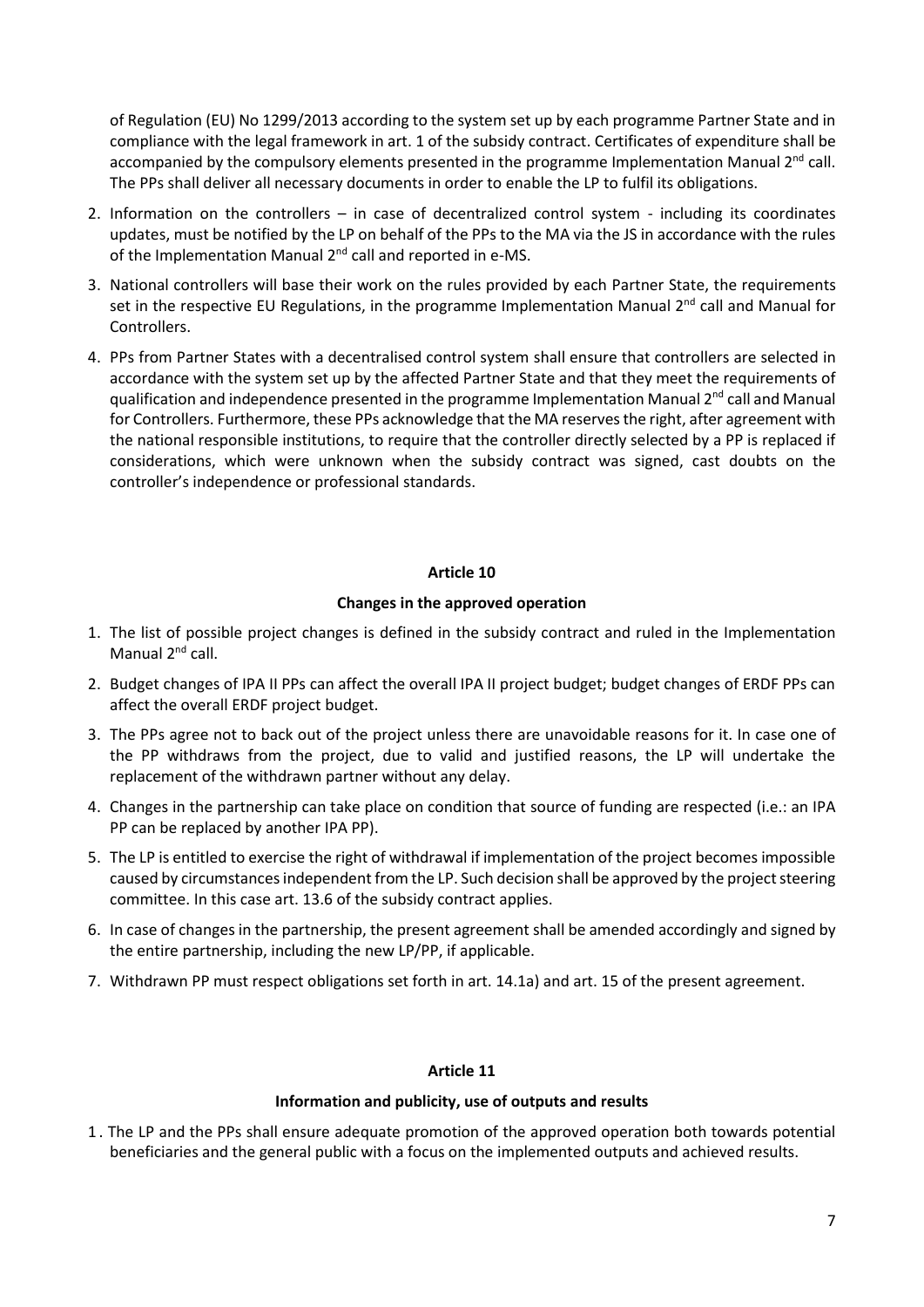of Regulation (EU) No 1299/2013 according to the system set up by each programme Partner State and in compliance with the legal framework in art. 1 of the subsidy contract. Certificates of expenditure shall be accompanied by the compulsory elements presented in the programme Implementation Manual 2nd call. The PPs shall deliver all necessary documents in order to enable the LP to fulfil its obligations.

2. Information on the controllers – in case of decentralized control system - including its coordinates updates, must be notified by the LP on behalf of the PPs to the MA via the JS in accordance with the rules of the Implementation Manual 2nd call and reported in e-MS.
3. National controllers will base their work on the rules provided by each Partner State, the requirements set in the respective EU Regulations, in the programme Implementation Manual 2nd call and Manual for Controllers.
4. PPs from Partner States with a decentralised control system shall ensure that controllers are selected in accordance with the system set up by the affected Partner State and that they meet the requirements of qualification and independence presented in the programme Implementation Manual 2nd call and Manual for Controllers. Furthermore, these PPs acknowledge that the MA reserves the right, after agreement with the national responsible institutions, to require that the controller directly selected by a PP is replaced if considerations, which were unknown when the subsidy contract was signed, cast doubts on the controller's independence or professional standards.

## Article 10

### Changes in the approved operation

1. The list of possible project changes is defined in the subsidy contract and ruled in the Implementation Manual 2nd call.
2. Budget changes of IPA II PPs can affect the overall IPA II project budget; budget changes of ERDF PPs can affect the overall ERDF project budget.
3. The PPs agree not to back out of the project unless there are unavoidable reasons for it. In case one of the PP withdraws from the project, due to valid and justified reasons, the LP will undertake the replacement of the withdrawn partner without any delay.
4. Changes in the partnership can take place on condition that source of funding are respected (i.e.: an IPA PP can be replaced by another IPA PP).
5. The LP is entitled to exercise the right of withdrawal if implementation of the project becomes impossible caused by circumstances independent from the LP. Such decision shall be approved by the project steering committee. In this case art. 13.6 of the subsidy contract applies.
6. In case of changes in the partnership, the present agreement shall be amended accordingly and signed by the entire partnership, including the new LP/PP, if applicable.
7. Withdrawn PP must respect obligations set forth in art. 14.1a) and art. 15 of the present agreement.

## Article 11

### Information and publicity, use of outputs and results

1. The LP and the PPs shall ensure adequate promotion of the approved operation both towards potential beneficiaries and the general public with a focus on the implemented outputs and achieved results.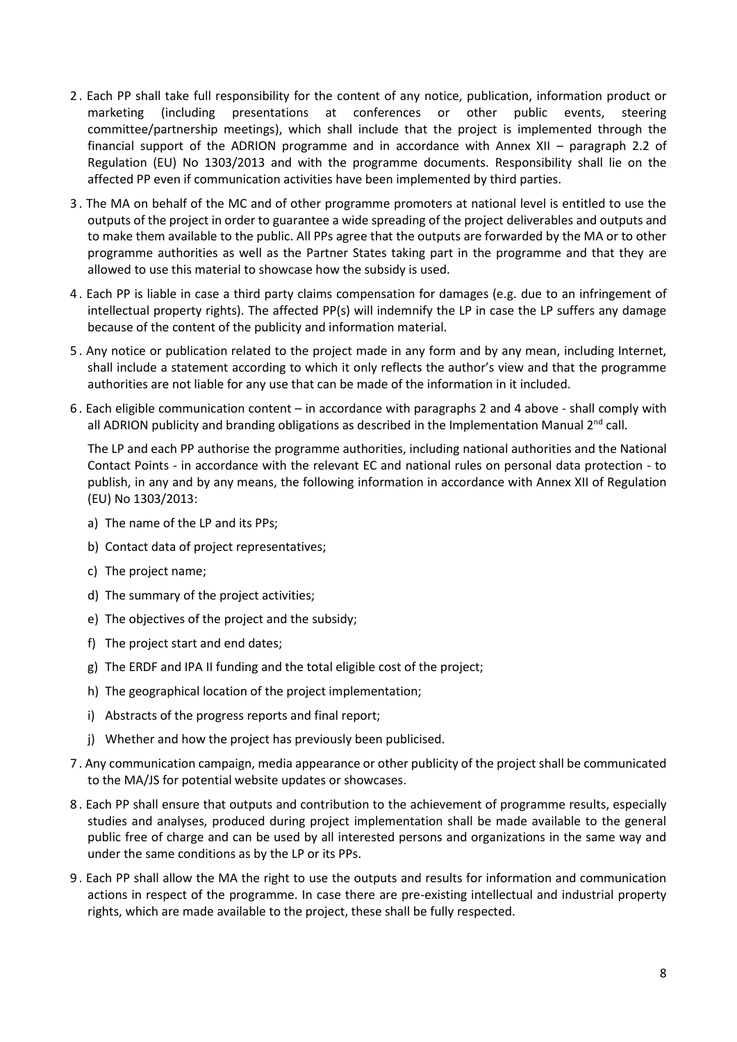2. Each PP shall take full responsibility for the content of any notice, publication, information product or marketing (including presentations at conferences or other public events, steering committee/partnership meetings), which shall include that the project is implemented through the financial support of the ADRION programme and in accordance with Annex XII – paragraph 2.2 of Regulation (EU) No 1303/2013 and with the programme documents. Responsibility shall lie on the affected PP even if communication activities have been implemented by third parties.
3. The MA on behalf of the MC and of other programme promoters at national level is entitled to use the outputs of the project in order to guarantee a wide spreading of the project deliverables and outputs and to make them available to the public. All PPs agree that the outputs are forwarded by the MA or to other programme authorities as well as the Partner States taking part in the programme and that they are allowed to use this material to showcase how the subsidy is used.
4. Each PP is liable in case a third party claims compensation for damages (e.g. due to an infringement of intellectual property rights). The affected PP(s) will indemnify the LP in case the LP suffers any damage because of the content of the publicity and information material.
5. Any notice or publication related to the project made in any form and by any mean, including Internet, shall include a statement according to which it only reflects the author's view and that the programme authorities are not liable for any use that can be made of the information in it included.
6. Each eligible communication content – in accordance with paragraphs 2 and 4 above - shall comply with all ADRION publicity and branding obligations as described in the Implementation Manual 2nd call.

   The LP and each PP authorise the programme authorities, including national authorities and the National Contact Points - in accordance with the relevant EC and national rules on personal data protection - to publish, in any and by any means, the following information in accordance with Annex XII of Regulation (EU) No 1303/2013:

   a) The name of the LP and its PPs;
   b) Contact data of project representatives;
   c) The project name;
   d) The summary of the project activities;
   e) The objectives of the project and the subsidy;
   f) The project start and end dates;
   g) The ERDF and IPA II funding and the total eligible cost of the project;
   h) The geographical location of the project implementation;
   i) Abstracts of the progress reports and final report;
   j) Whether and how the project has previously been publicised.
7. Any communication campaign, media appearance or other publicity of the project shall be communicated to the MA/JS for potential website updates or showcases.
8. Each PP shall ensure that outputs and contribution to the achievement of programme results, especially studies and analyses, produced during project implementation shall be made available to the general public free of charge and can be used by all interested persons and organizations in the same way and under the same conditions as by the LP or its PPs.
9. Each PP shall allow the MA the right to use the outputs and results for information and communication actions in respect of the programme. In case there are pre-existing intellectual and industrial property rights, which are made available to the project, these shall be fully respected.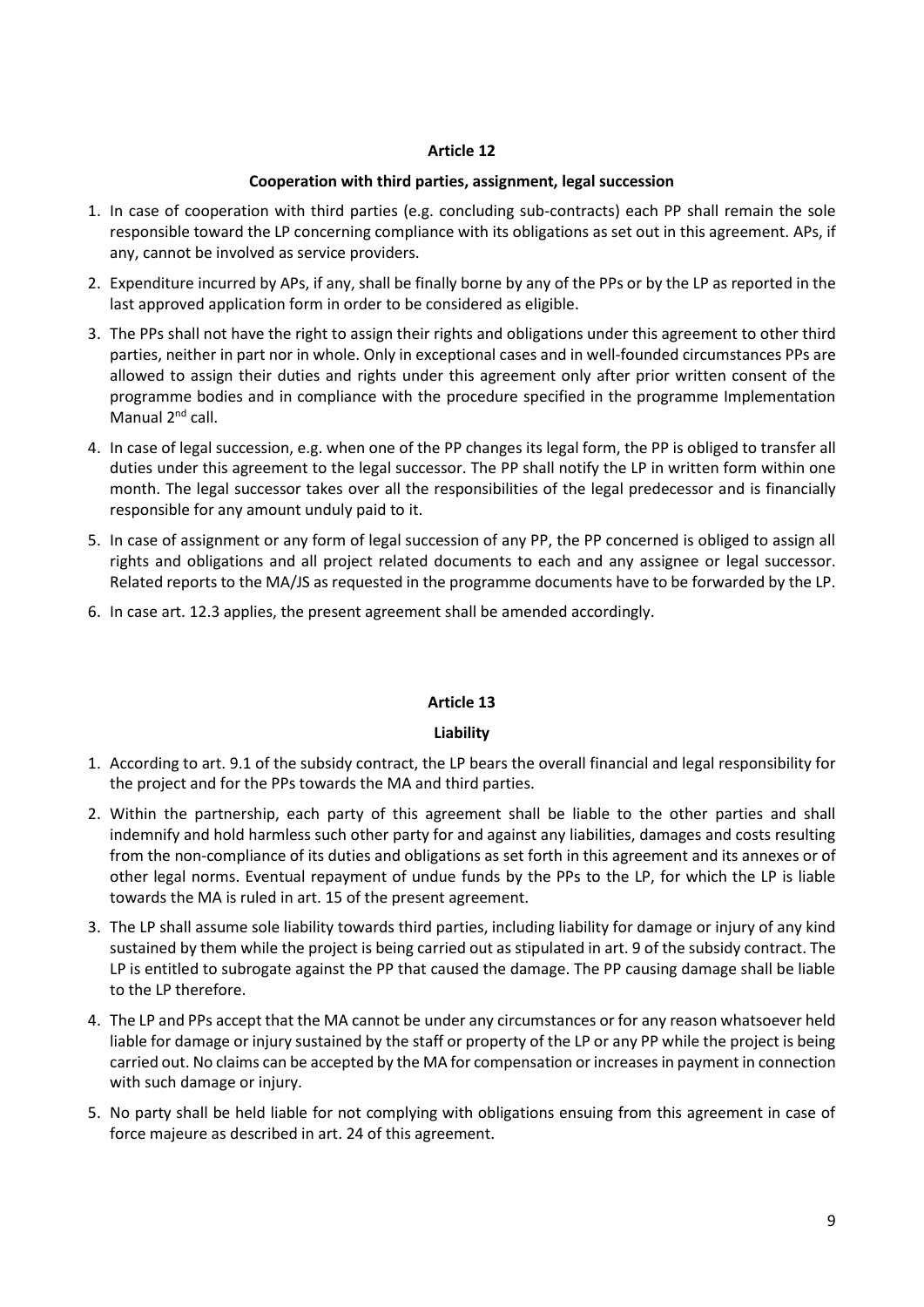## Article 12

### Cooperation with third parties, assignment, legal succession

1. In case of cooperation with third parties (e.g. concluding sub-contracts) each PP shall remain the sole responsible toward the LP concerning compliance with its obligations as set out in this agreement. APs, if any, cannot be involved as service providers.
2. Expenditure incurred by APs, if any, shall be finally borne by any of the PPs or by the LP as reported in the last approved application form in order to be considered as eligible.
3. The PPs shall not have the right to assign their rights and obligations under this agreement to other third parties, neither in part nor in whole. Only in exceptional cases and in well-founded circumstances PPs are allowed to assign their duties and rights under this agreement only after prior written consent of the programme bodies and in compliance with the procedure specified in the programme Implementation Manual 2nd call.
4. In case of legal succession, e.g. when one of the PP changes its legal form, the PP is obliged to transfer all duties under this agreement to the legal successor. The PP shall notify the LP in written form within one month. The legal successor takes over all the responsibilities of the legal predecessor and is financially responsible for any amount unduly paid to it.
5. In case of assignment or any form of legal succession of any PP, the PP concerned is obliged to assign all rights and obligations and all project related documents to each and any assignee or legal successor. Related reports to the MA/JS as requested in the programme documents have to be forwarded by the LP.
6. In case art. 12.3 applies, the present agreement shall be amended accordingly.

## Article 13

### Liability

1. According to art. 9.1 of the subsidy contract, the LP bears the overall financial and legal responsibility for the project and for the PPs towards the MA and third parties.
2. Within the partnership, each party of this agreement shall be liable to the other parties and shall indemnify and hold harmless such other party for and against any liabilities, damages and costs resulting from the non-compliance of its duties and obligations as set forth in this agreement and its annexes or of other legal norms. Eventual repayment of undue funds by the PPs to the LP, for which the LP is liable towards the MA is ruled in art. 15 of the present agreement.
3. The LP shall assume sole liability towards third parties, including liability for damage or injury of any kind sustained by them while the project is being carried out as stipulated in art. 9 of the subsidy contract. The LP is entitled to subrogate against the PP that caused the damage. The PP causing damage shall be liable to the LP therefore.
4. The LP and PPs accept that the MA cannot be under any circumstances or for any reason whatsoever held liable for damage or injury sustained by the staff or property of the LP or any PP while the project is being carried out. No claims can be accepted by the MA for compensation or increases in payment in connection with such damage or injury.
5. No party shall be held liable for not complying with obligations ensuing from this agreement in case of force majeure as described in art. 24 of this agreement.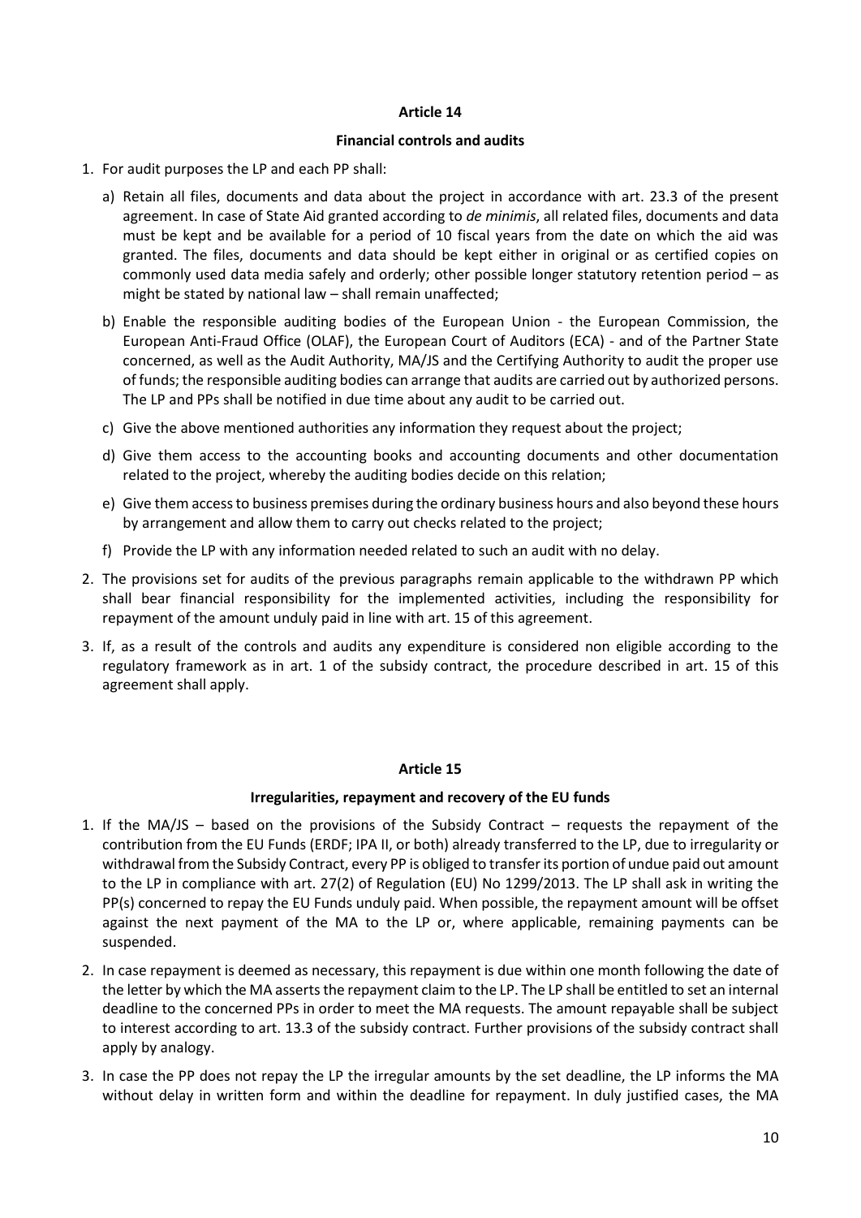## Article 14

### Financial controls and audits

1. For audit purposes the LP and each PP shall:

   a) Retain all files, documents and data about the project in accordance with art. 23.3 of the present agreement. In case of State Aid granted according to *de minimis*, all related files, documents and data must be kept and be available for a period of 10 fiscal years from the date on which the aid was granted. The files, documents and data should be kept either in original or as certified copies on commonly used data media safely and orderly; other possible longer statutory retention period – as might be stated by national law – shall remain unaffected;

   b) Enable the responsible auditing bodies of the European Union - the European Commission, the European Anti-Fraud Office (OLAF), the European Court of Auditors (ECA) - and of the Partner State concerned, as well as the Audit Authority, MA/JS and the Certifying Authority to audit the proper use of funds; the responsible auditing bodies can arrange that audits are carried out by authorized persons. The LP and PPs shall be notified in due time about any audit to be carried out.

   c) Give the above mentioned authorities any information they request about the project;

   d) Give them access to the accounting books and accounting documents and other documentation related to the project, whereby the auditing bodies decide on this relation;

   e) Give them access to business premises during the ordinary business hours and also beyond these hours by arrangement and allow them to carry out checks related to the project;

   f) Provide the LP with any information needed related to such an audit with no delay.

2. The provisions set for audits of the previous paragraphs remain applicable to the withdrawn PP which shall bear financial responsibility for the implemented activities, including the responsibility for repayment of the amount unduly paid in line with art. 15 of this agreement.

3. If, as a result of the controls and audits any expenditure is considered non eligible according to the regulatory framework as in art. 1 of the subsidy contract, the procedure described in art. 15 of this agreement shall apply.

## Article 15

### Irregularities, repayment and recovery of the EU funds

1. If the MA/JS – based on the provisions of the Subsidy Contract – requests the repayment of the contribution from the EU Funds (ERDF; IPA II, or both) already transferred to the LP, due to irregularity or withdrawal from the Subsidy Contract, every PP is obliged to transfer its portion of undue paid out amount to the LP in compliance with art. 27(2) of Regulation (EU) No 1299/2013. The LP shall ask in writing the PP(s) concerned to repay the EU Funds unduly paid. When possible, the repayment amount will be offset against the next payment of the MA to the LP or, where applicable, remaining payments can be suspended.

2. In case repayment is deemed as necessary, this repayment is due within one month following the date of the letter by which the MA asserts the repayment claim to the LP. The LP shall be entitled to set an internal deadline to the concerned PPs in order to meet the MA requests. The amount repayable shall be subject to interest according to art. 13.3 of the subsidy contract. Further provisions of the subsidy contract shall apply by analogy.

3. In case the PP does not repay the LP the irregular amounts by the set deadline, the LP informs the MA without delay in written form and within the deadline for repayment. In duly justified cases, the MA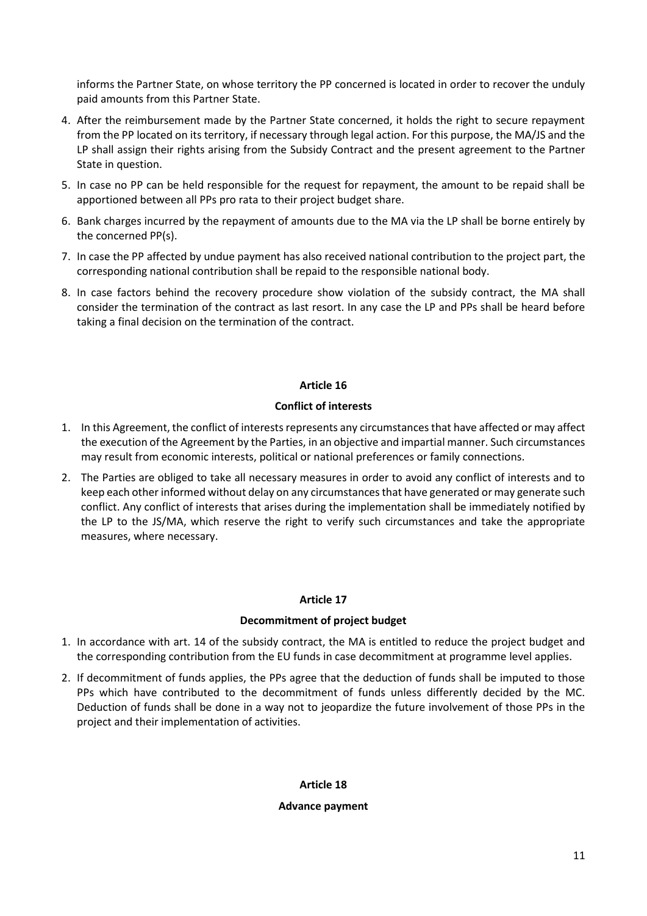informs the Partner State, on whose territory the PP concerned is located in order to recover the unduly paid amounts from this Partner State.

4. After the reimbursement made by the Partner State concerned, it holds the right to secure repayment from the PP located on its territory, if necessary through legal action. For this purpose, the MA/JS and the LP shall assign their rights arising from the Subsidy Contract and the present agreement to the Partner State in question.
5. In case no PP can be held responsible for the request for repayment, the amount to be repaid shall be apportioned between all PPs pro rata to their project budget share.
6. Bank charges incurred by the repayment of amounts due to the MA via the LP shall be borne entirely by the concerned PP(s).
7. In case the PP affected by undue payment has also received national contribution to the project part, the corresponding national contribution shall be repaid to the responsible national body.
8. In case factors behind the recovery procedure show violation of the subsidy contract, the MA shall consider the termination of the contract as last resort. In any case the LP and PPs shall be heard before taking a final decision on the termination of the contract.

## Article 16

### Conflict of interests

1. In this Agreement, the conflict of interests represents any circumstances that have affected or may affect the execution of the Agreement by the Parties, in an objective and impartial manner. Such circumstances may result from economic interests, political or national preferences or family connections.
2. The Parties are obliged to take all necessary measures in order to avoid any conflict of interests and to keep each other informed without delay on any circumstances that have generated or may generate such conflict. Any conflict of interests that arises during the implementation shall be immediately notified by the LP to the JS/MA, which reserve the right to verify such circumstances and take the appropriate measures, where necessary.

## Article 17

### Decommitment of project budget

1. In accordance with art. 14 of the subsidy contract, the MA is entitled to reduce the project budget and the corresponding contribution from the EU funds in case decommitment at programme level applies.
2. If decommitment of funds applies, the PPs agree that the deduction of funds shall be imputed to those PPs which have contributed to the decommitment of funds unless differently decided by the MC. Deduction of funds shall be done in a way not to jeopardize the future involvement of those PPs in the project and their implementation of activities.

## Article 18

### Advance payment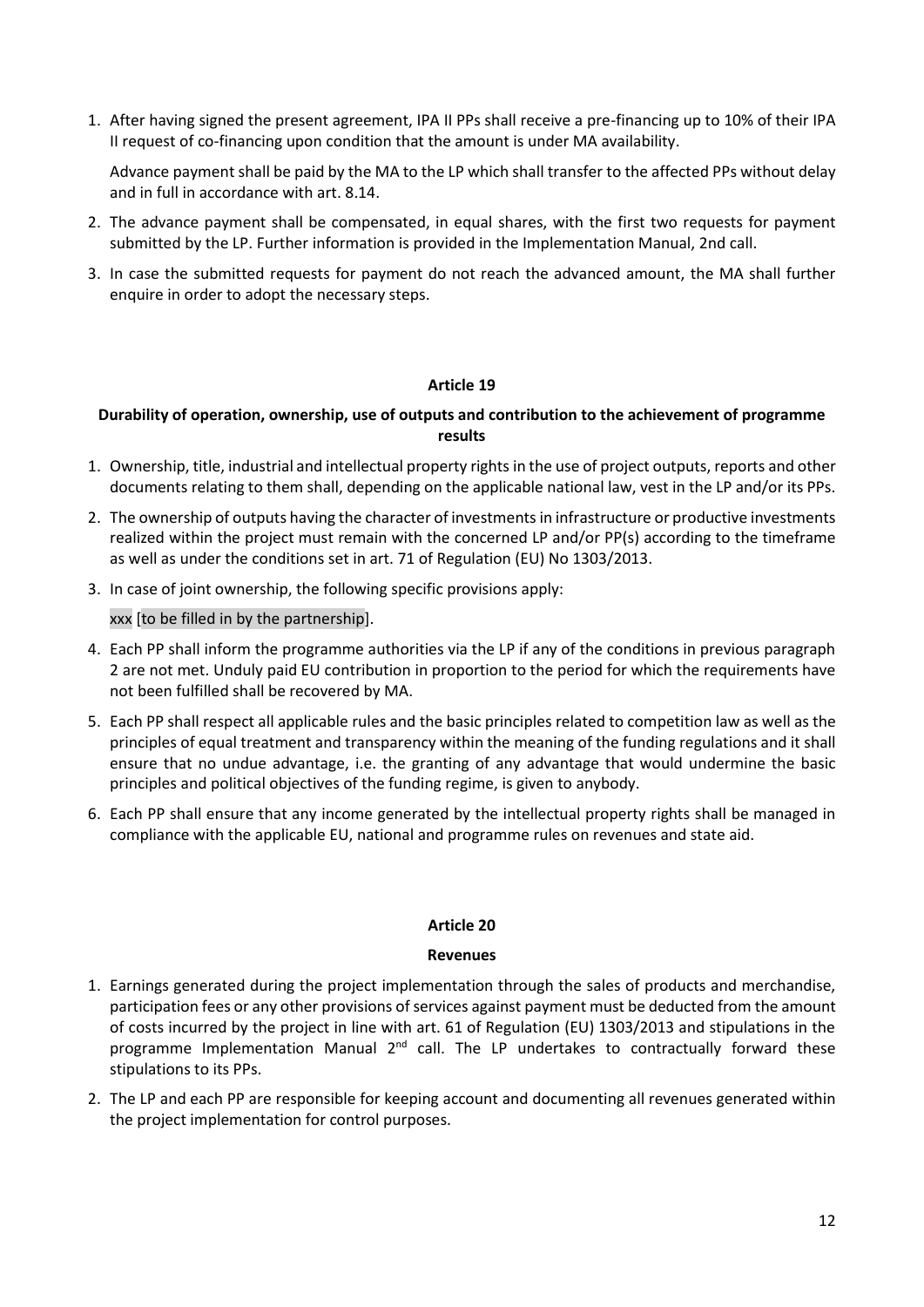1. After having signed the present agreement, IPA II PPs shall receive a pre-financing up to 10% of their IPA II request of co-financing upon condition that the amount is under MA availability.

   Advance payment shall be paid by the MA to the LP which shall transfer to the affected PPs without delay and in full in accordance with art. 8.14.

2. The advance payment shall be compensated, in equal shares, with the first two requests for payment submitted by the LP. Further information is provided in the Implementation Manual, 2nd call.
3. In case the submitted requests for payment do not reach the advanced amount, the MA shall further enquire in order to adopt the necessary steps.

### Article 19

### Durability of operation, ownership, use of outputs and contribution to the achievement of programme results

1. Ownership, title, industrial and intellectual property rights in the use of project outputs, reports and other documents relating to them shall, depending on the applicable national law, vest in the LP and/or its PPs.
2. The ownership of outputs having the character of investments in infrastructure or productive investments realized within the project must remain with the concerned LP and/or PP(s) according to the timeframe as well as under the conditions set in art. 71 of Regulation (EU) No 1303/2013.
3. In case of joint ownership, the following specific provisions apply:

   xxx [to be filled in by the partnership].

4. Each PP shall inform the programme authorities via the LP if any of the conditions in previous paragraph 2 are not met. Unduly paid EU contribution in proportion to the period for which the requirements have not been fulfilled shall be recovered by MA.
5. Each PP shall respect all applicable rules and the basic principles related to competition law as well as the principles of equal treatment and transparency within the meaning of the funding regulations and it shall ensure that no undue advantage, i.e. the granting of any advantage that would undermine the basic principles and political objectives of the funding regime, is given to anybody.
6. Each PP shall ensure that any income generated by the intellectual property rights shall be managed in compliance with the applicable EU, national and programme rules on revenues and state aid.

### Article 20

### Revenues

1. Earnings generated during the project implementation through the sales of products and merchandise, participation fees or any other provisions of services against payment must be deducted from the amount of costs incurred by the project in line with art. 61 of Regulation (EU) 1303/2013 and stipulations in the programme Implementation Manual 2nd call. The LP undertakes to contractually forward these stipulations to its PPs.
2. The LP and each PP are responsible for keeping account and documenting all revenues generated within the project implementation for control purposes.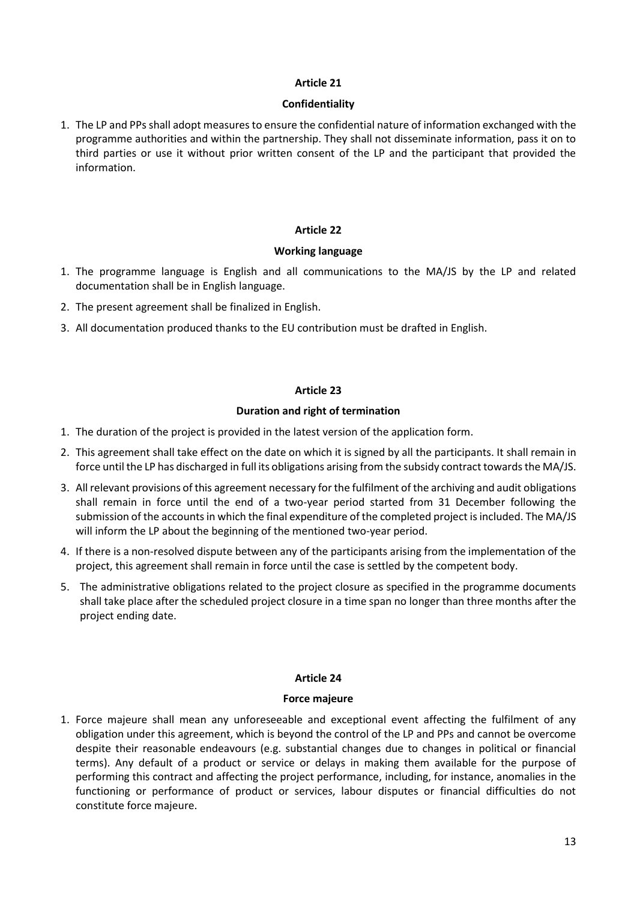## Article 21

### Confidentiality

1. The LP and PPs shall adopt measures to ensure the confidential nature of information exchanged with the programme authorities and within the partnership. They shall not disseminate information, pass it on to third parties or use it without prior written consent of the LP and the participant that provided the information.

## Article 22

### Working language

1. The programme language is English and all communications to the MA/JS by the LP and related documentation shall be in English language.
2. The present agreement shall be finalized in English.
3. All documentation produced thanks to the EU contribution must be drafted in English.

## Article 23

### Duration and right of termination

1. The duration of the project is provided in the latest version of the application form.
2. This agreement shall take effect on the date on which it is signed by all the participants. It shall remain in force until the LP has discharged in full its obligations arising from the subsidy contract towards the MA/JS.
3. All relevant provisions of this agreement necessary for the fulfilment of the archiving and audit obligations shall remain in force until the end of a two-year period started from 31 December following the submission of the accounts in which the final expenditure of the completed project is included. The MA/JS will inform the LP about the beginning of the mentioned two-year period.
4. If there is a non-resolved dispute between any of the participants arising from the implementation of the project, this agreement shall remain in force until the case is settled by the competent body.
5. The administrative obligations related to the project closure as specified in the programme documents shall take place after the scheduled project closure in a time span no longer than three months after the project ending date.

## Article 24

### Force majeure

1. Force majeure shall mean any unforeseeable and exceptional event affecting the fulfilment of any obligation under this agreement, which is beyond the control of the LP and PPs and cannot be overcome despite their reasonable endeavours (e.g. substantial changes due to changes in political or financial terms). Any default of a product or service or delays in making them available for the purpose of performing this contract and affecting the project performance, including, for instance, anomalies in the functioning or performance of product or services, labour disputes or financial difficulties do not constitute force majeure.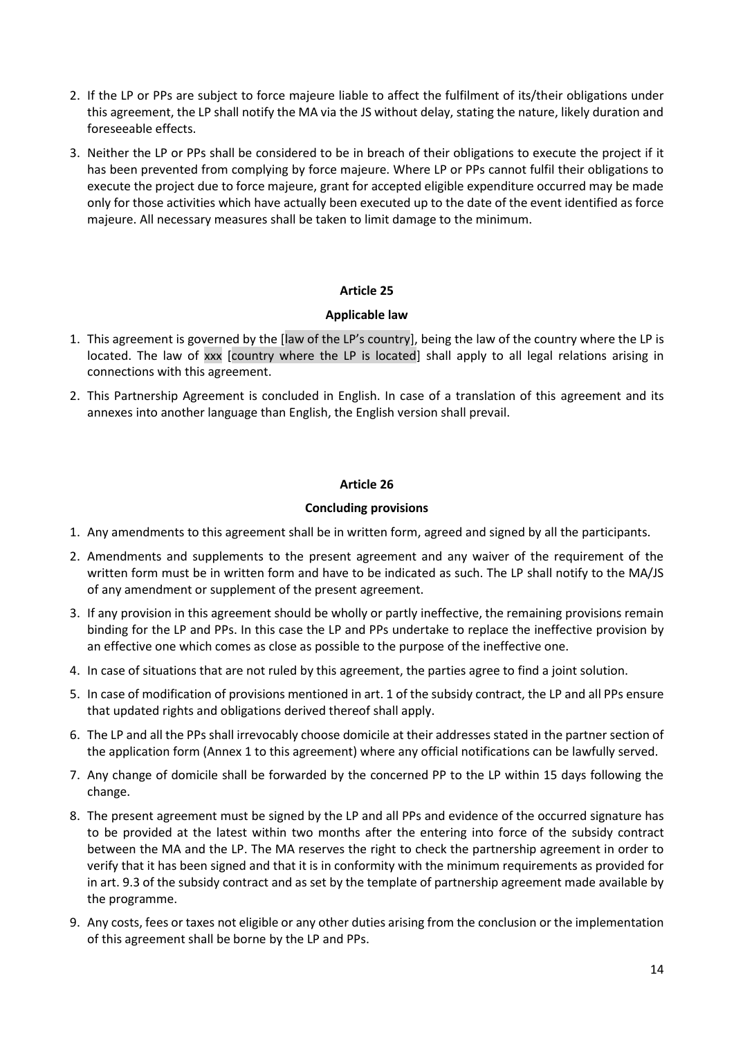2. If the LP or PPs are subject to force majeure liable to affect the fulfilment of its/their obligations under this agreement, the LP shall notify the MA via the JS without delay, stating the nature, likely duration and foreseeable effects.
3. Neither the LP or PPs shall be considered to be in breach of their obligations to execute the project if it has been prevented from complying by force majeure. Where LP or PPs cannot fulfil their obligations to execute the project due to force majeure, grant for accepted eligible expenditure occurred may be made only for those activities which have actually been executed up to the date of the event identified as force majeure. All necessary measures shall be taken to limit damage to the minimum.

**Article 25**

**Applicable law**

1. This agreement is governed by the [law of the LP's country], being the law of the country where the LP is located. The law of xxx [country where the LP is located] shall apply to all legal relations arising in connections with this agreement.
2. This Partnership Agreement is concluded in English. In case of a translation of this agreement and its annexes into another language than English, the English version shall prevail.

**Article 26**

**Concluding provisions**

1. Any amendments to this agreement shall be in written form, agreed and signed by all the participants.
2. Amendments and supplements to the present agreement and any waiver of the requirement of the written form must be in written form and have to be indicated as such. The LP shall notify to the MA/JS of any amendment or supplement of the present agreement.
3. If any provision in this agreement should be wholly or partly ineffective, the remaining provisions remain binding for the LP and PPs. In this case the LP and PPs undertake to replace the ineffective provision by an effective one which comes as close as possible to the purpose of the ineffective one.
4. In case of situations that are not ruled by this agreement, the parties agree to find a joint solution.
5. In case of modification of provisions mentioned in art. 1 of the subsidy contract, the LP and all PPs ensure that updated rights and obligations derived thereof shall apply.
6. The LP and all the PPs shall irrevocably choose domicile at their addresses stated in the partner section of the application form (Annex 1 to this agreement) where any official notifications can be lawfully served.
7. Any change of domicile shall be forwarded by the concerned PP to the LP within 15 days following the change.
8. The present agreement must be signed by the LP and all PPs and evidence of the occurred signature has to be provided at the latest within two months after the entering into force of the subsidy contract between the MA and the LP. The MA reserves the right to check the partnership agreement in order to verify that it has been signed and that it is in conformity with the minimum requirements as provided for in art. 9.3 of the subsidy contract and as set by the template of partnership agreement made available by the programme.
9. Any costs, fees or taxes not eligible or any other duties arising from the conclusion or the implementation of this agreement shall be borne by the LP and PPs.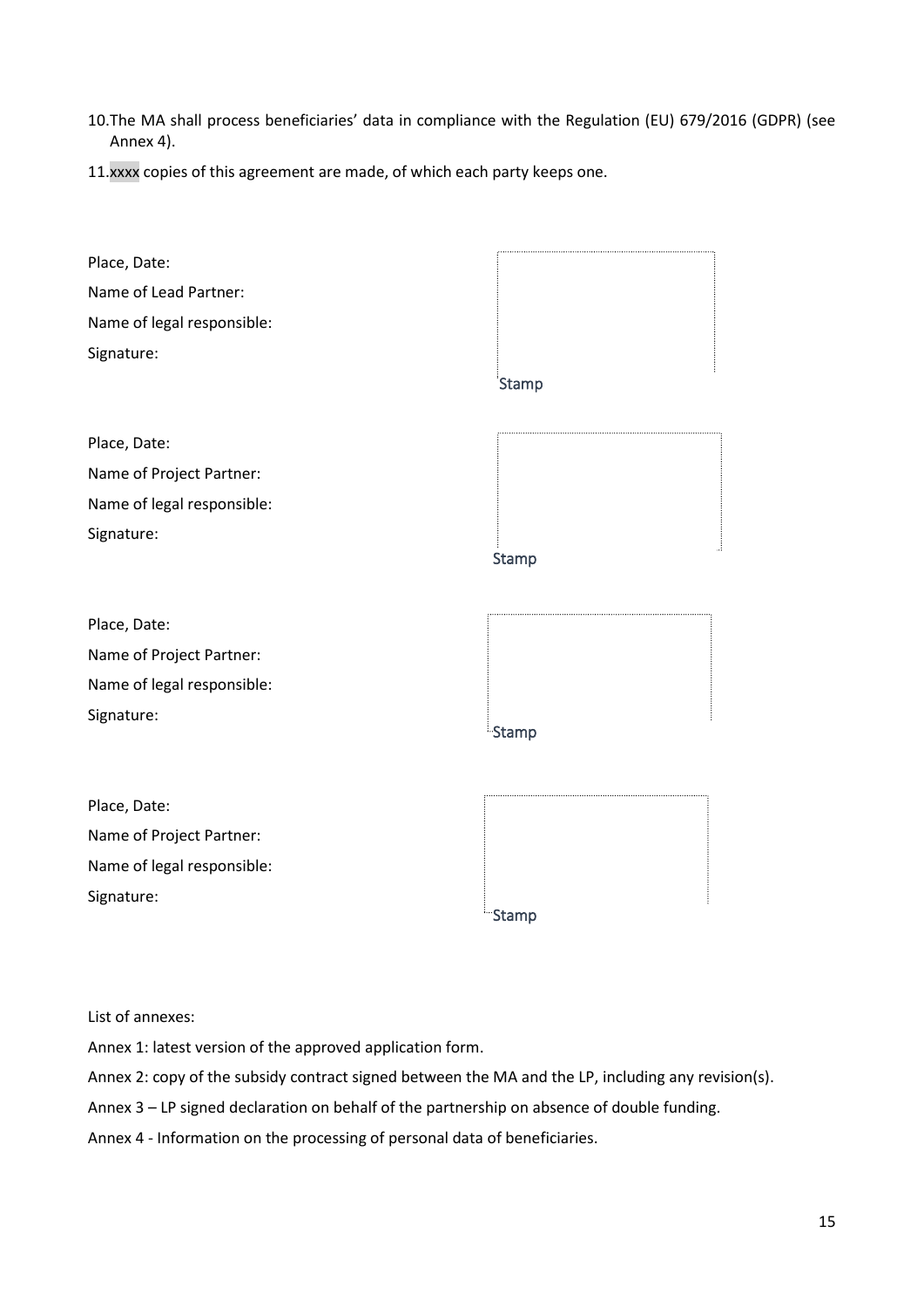10. The MA shall process beneficiaries' data in compliance with the Regulation (EU) 679/2016 (GDPR) (see Annex 4).
11. xxxx copies of this agreement are made, of which each party keeps one.

Place, Date:

Name of Lead Partner:

Name of legal responsible:

Signature:

Stamp

Place, Date:

Name of Project Partner:

Name of legal responsible:

Signature:

Stamp

Place, Date:

Name of Project Partner:

Name of legal responsible:

Signature:

Stamp

Place, Date:

Name of Project Partner:

Name of legal responsible:

Signature:

Stamp

List of annexes:

Annex 1: latest version of the approved application form.

Annex 2: copy of the subsidy contract signed between the MA and the LP, including any revision(s).

Annex 3 – LP signed declaration on behalf of the partnership on absence of double funding.

Annex 4 - Information on the processing of personal data of beneficiaries.